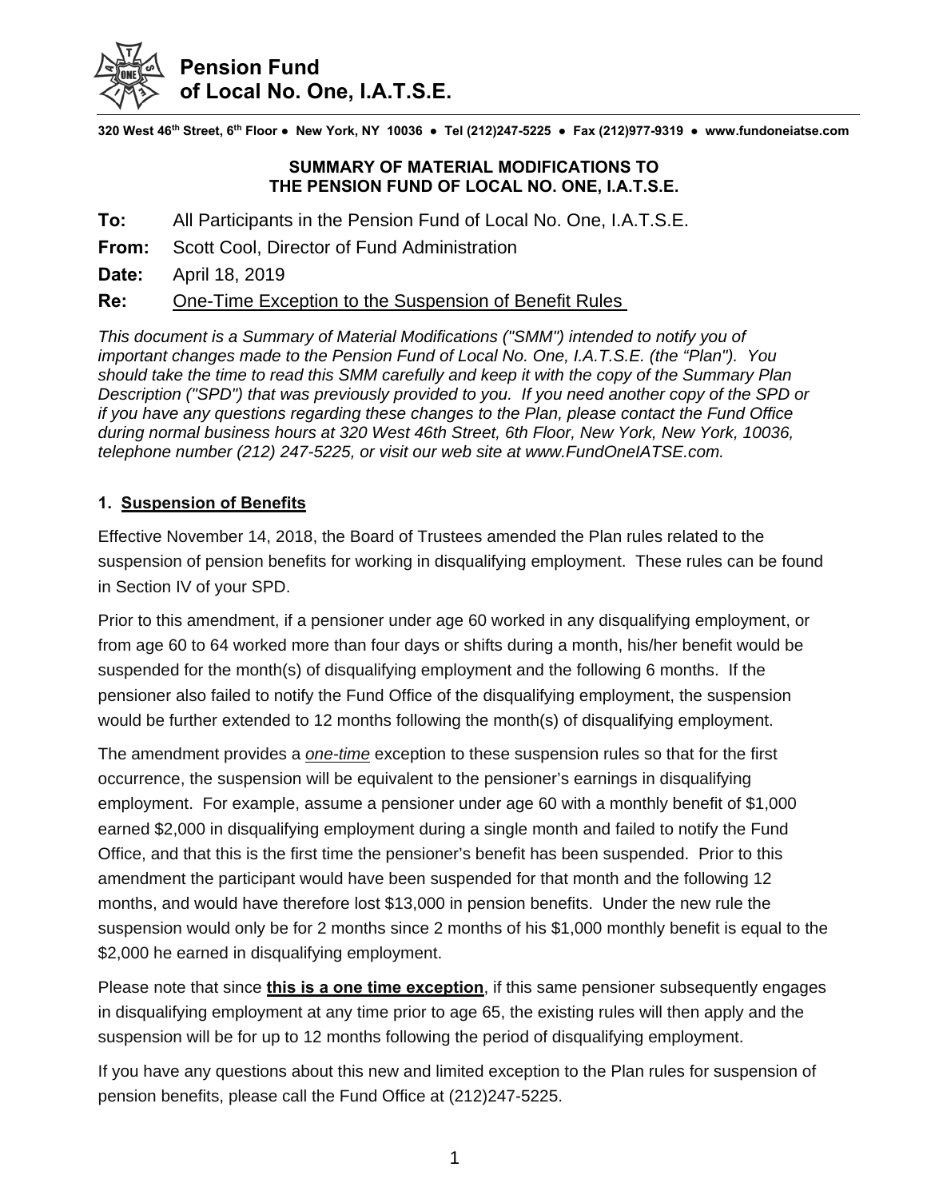# Pension Fund of Local No. One, I.A.T.S.E.

320 West 46th Street, 6th Floor ● New York, NY 10036 ● Tel (212)247-5225 ● Fax (212)977-9319 ● www.fundoneiatse.com

## SUMMARY OF MATERIAL MODIFICATIONS TO THE PENSION FUND OF LOCAL NO. ONE, I.A.T.S.E.

**To:** All Participants in the Pension Fund of Local No. One, I.A.T.S.E.

**From:** Scott Cool, Director of Fund Administration

**Date:** April 18, 2019

**Re:** One-Time Exception to the Suspension of Benefit Rules

*This document is a Summary of Material Modifications ("SMM") intended to notify you of important changes made to the Pension Fund of Local No. One, I.A.T.S.E. (the "Plan"). You should take the time to read this SMM carefully and keep it with the copy of the Summary Plan Description ("SPD") that was previously provided to you. If you need another copy of the SPD or if you have any questions regarding these changes to the Plan, please contact the Fund Office during normal business hours at 320 West 46th Street, 6th Floor, New York, New York, 10036, telephone number (212) 247-5225, or visit our web site at www.FundOneIATSE.com.*

### 1. Suspension of Benefits

Effective November 14, 2018, the Board of Trustees amended the Plan rules related to the suspension of pension benefits for working in disqualifying employment. These rules can be found in Section IV of your SPD.

Prior to this amendment, if a pensioner under age 60 worked in any disqualifying employment, or from age 60 to 64 worked more than four days or shifts during a month, his/her benefit would be suspended for the month(s) of disqualifying employment and the following 6 months. If the pensioner also failed to notify the Fund Office of the disqualifying employment, the suspension would be further extended to 12 months following the month(s) of disqualifying employment.

The amendment provides a *one-time* exception to these suspension rules so that for the first occurrence, the suspension will be equivalent to the pensioner's earnings in disqualifying employment. For example, assume a pensioner under age 60 with a monthly benefit of $1,000 earned $2,000 in disqualifying employment during a single month and failed to notify the Fund Office, and that this is the first time the pensioner's benefit has been suspended. Prior to this amendment the participant would have been suspended for that month and the following 12 months, and would have therefore lost $13,000 in pension benefits. Under the new rule the suspension would only be for 2 months since 2 months of his $1,000 monthly benefit is equal to the $2,000 he earned in disqualifying employment.

Please note that since **this is a one time exception**, if this same pensioner subsequently engages in disqualifying employment at any time prior to age 65, the existing rules will then apply and the suspension will be for up to 12 months following the period of disqualifying employment.

If you have any questions about this new and limited exception to the Plan rules for suspension of pension benefits, please call the Fund Office at (212)247-5225.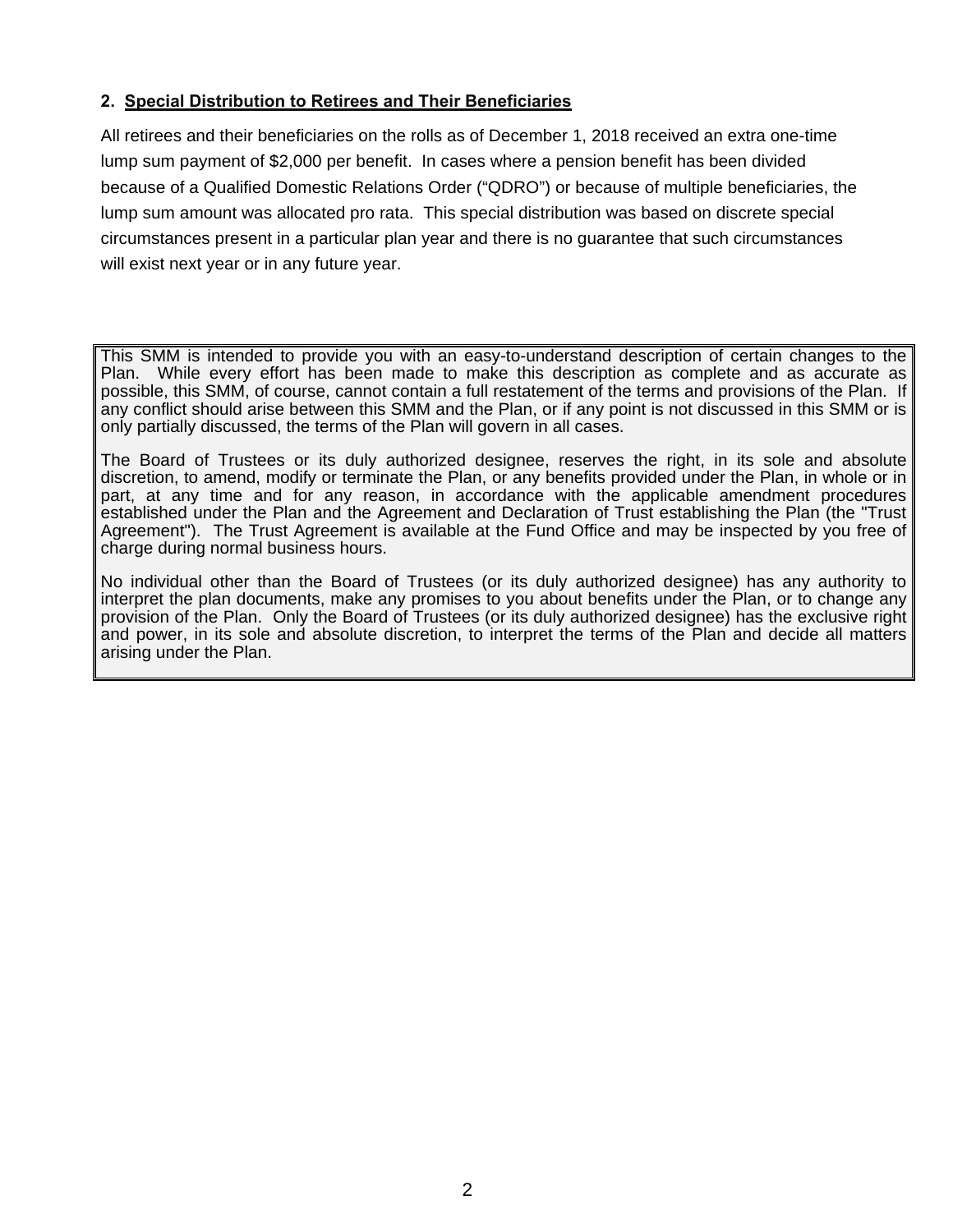## 2. Special Distribution to Retirees and Their Beneficiaries

All retirees and their beneficiaries on the rolls as of December 1, 2018 received an extra one-time lump sum payment of $2,000 per benefit. In cases where a pension benefit has been divided because of a Qualified Domestic Relations Order ("QDRO") or because of multiple beneficiaries, the lump sum amount was allocated pro rata. This special distribution was based on discrete special circumstances present in a particular plan year and there is no guarantee that such circumstances will exist next year or in any future year.

This SMM is intended to provide you with an easy-to-understand description of certain changes to the Plan. While every effort has been made to make this description as complete and as accurate as possible, this SMM, of course, cannot contain a full restatement of the terms and provisions of the Plan. If any conflict should arise between this SMM and the Plan, or if any point is not discussed in this SMM or is only partially discussed, the terms of the Plan will govern in all cases.

The Board of Trustees or its duly authorized designee, reserves the right, in its sole and absolute discretion, to amend, modify or terminate the Plan, or any benefits provided under the Plan, in whole or in part, at any time and for any reason, in accordance with the applicable amendment procedures established under the Plan and the Agreement and Declaration of Trust establishing the Plan (the "Trust Agreement"). The Trust Agreement is available at the Fund Office and may be inspected by you free of charge during normal business hours.

No individual other than the Board of Trustees (or its duly authorized designee) has any authority to interpret the plan documents, make any promises to you about benefits under the Plan, or to change any provision of the Plan. Only the Board of Trustees (or its duly authorized designee) has the exclusive right and power, in its sole and absolute discretion, to interpret the terms of the Plan and decide all matters arising under the Plan.